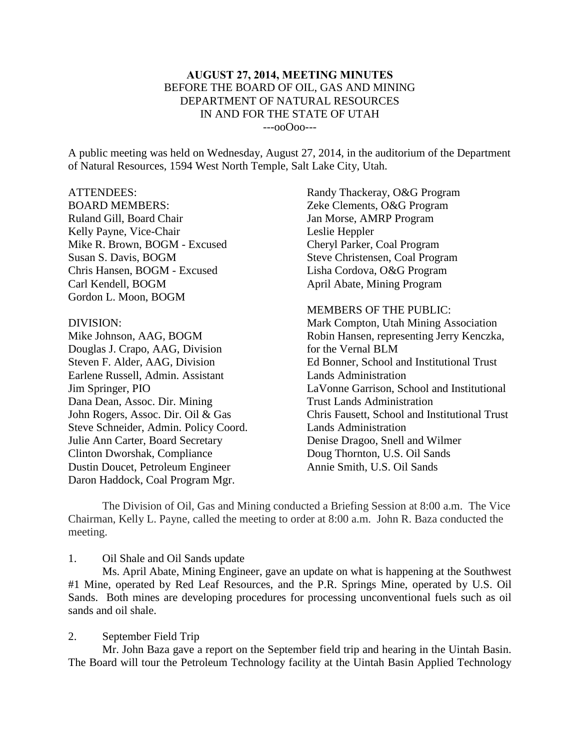**AUGUST 27, 2014, MEETING MINUTES**
BEFORE THE BOARD OF OIL, GAS AND MINING
DEPARTMENT OF NATURAL RESOURCES
IN AND FOR THE STATE OF UTAH
---ooOoo---

A public meeting was held on Wednesday, August 27, 2014, in the auditorium of the Department of Natural Resources, 1594 West North Temple, Salt Lake City, Utah.

ATTENDEES:

BOARD MEMBERS:
Ruland Gill, Board Chair
Kelly Payne, Vice-Chair
Mike R. Brown, BOGM - Excused
Susan S. Davis, BOGM
Chris Hansen, BOGM - Excused
Carl Kendell, BOGM
Gordon L. Moon, BOGM

DIVISION:
Mike Johnson, AAG, BOGM
Douglas J. Crapo, AAG, Division
Steven F. Alder, AAG, Division
Earlene Russell, Admin. Assistant
Jim Springer, PIO
Dana Dean, Assoc. Dir. Mining
John Rogers, Assoc. Dir. Oil & Gas
Steve Schneider, Admin. Policy Coord.
Julie Ann Carter, Board Secretary
Clinton Dworshak, Compliance
Dustin Doucet, Petroleum Engineer
Daron Haddock, Coal Program Mgr.
Randy Thackeray, O&G Program
Zeke Clements, O&G Program
Jan Morse, AMRP Program
Leslie Heppler
Cheryl Parker, Coal Program
Steve Christensen, Coal Program
Lisha Cordova, O&G Program
April Abate, Mining Program

MEMBERS OF THE PUBLIC:
Mark Compton, Utah Mining Association
Robin Hansen, representing Jerry Kenczka, for the Vernal BLM
Ed Bonner, School and Institutional Trust Lands Administration
LaVonne Garrison, School and Institutional Trust Lands Administration
Chris Fausett, School and Institutional Trust Lands Administration
Denise Dragoo, Snell and Wilmer
Doug Thornton, U.S. Oil Sands
Annie Smith, U.S. Oil Sands

The Division of Oil, Gas and Mining conducted a Briefing Session at 8:00 a.m. The Vice Chairman, Kelly L. Payne, called the meeting to order at 8:00 a.m. John R. Baza conducted the meeting.

1. Oil Shale and Oil Sands update

Ms. April Abate, Mining Engineer, gave an update on what is happening at the Southwest #1 Mine, operated by Red Leaf Resources, and the P.R. Springs Mine, operated by U.S. Oil Sands. Both mines are developing procedures for processing unconventional fuels such as oil sands and oil shale.

2. September Field Trip

Mr. John Baza gave a report on the September field trip and hearing in the Uintah Basin. The Board will tour the Petroleum Technology facility at the Uintah Basin Applied Technology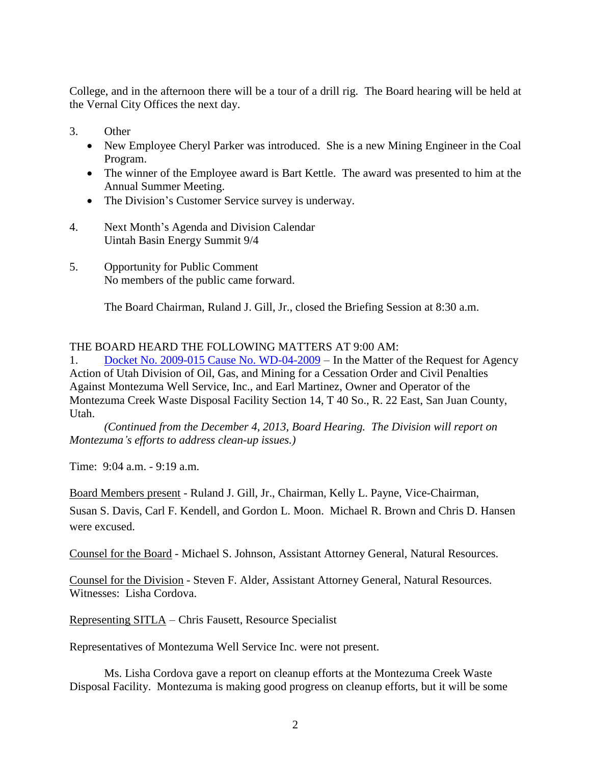College, and in the afternoon there will be a tour of a drill rig. The Board hearing will be held at the Vernal City Offices the next day.

3. Other
   - New Employee Cheryl Parker was introduced. She is a new Mining Engineer in the Coal Program.
   - The winner of the Employee award is Bart Kettle. The award was presented to him at the Annual Summer Meeting.
   - The Division's Customer Service survey is underway.

4. Next Month's Agenda and Division Calendar
   Uintah Basin Energy Summit 9/4

5. Opportunity for Public Comment
   No members of the public came forward.

   The Board Chairman, Ruland J. Gill, Jr., closed the Briefing Session at 8:30 a.m.

THE BOARD HEARD THE FOLLOWING MATTERS AT 9:00 AM:

1. Docket No. 2009-015 Cause No. WD-04-2009 – In the Matter of the Request for Agency Action of Utah Division of Oil, Gas, and Mining for a Cessation Order and Civil Penalties Against Montezuma Well Service, Inc., and Earl Martinez, Owner and Operator of the Montezuma Creek Waste Disposal Facility Section 14, T 40 So., R. 22 East, San Juan County, Utah.

   *(Continued from the December 4, 2013, Board Hearing. The Division will report on Montezuma's efforts to address clean-up issues.)*

Time: 9:04 a.m. - 9:19 a.m.

Board Members present - Ruland J. Gill, Jr., Chairman, Kelly L. Payne, Vice-Chairman, Susan S. Davis, Carl F. Kendell, and Gordon L. Moon. Michael R. Brown and Chris D. Hansen were excused.

Counsel for the Board - Michael S. Johnson, Assistant Attorney General, Natural Resources.

Counsel for the Division - Steven F. Alder, Assistant Attorney General, Natural Resources. Witnesses: Lisha Cordova.

Representing SITLA – Chris Fausett, Resource Specialist

Representatives of Montezuma Well Service Inc. were not present.

Ms. Lisha Cordova gave a report on cleanup efforts at the Montezuma Creek Waste Disposal Facility. Montezuma is making good progress on cleanup efforts, but it will be some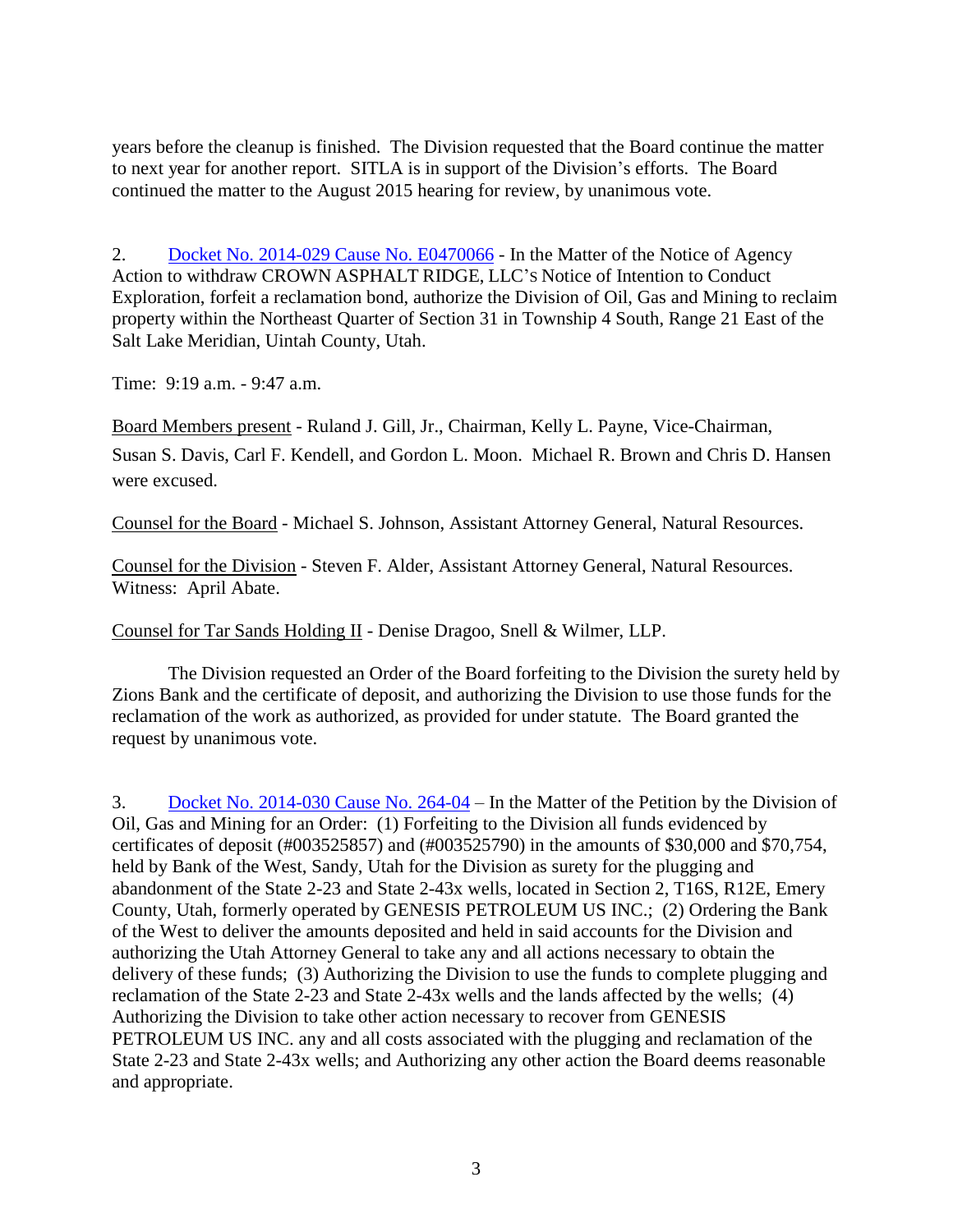years before the cleanup is finished. The Division requested that the Board continue the matter to next year for another report. SITLA is in support of the Division's efforts. The Board continued the matter to the August 2015 hearing for review, by unanimous vote.

2. Docket No. 2014-029 Cause No. E0470066 - In the Matter of the Notice of Agency Action to withdraw CROWN ASPHALT RIDGE, LLC's Notice of Intention to Conduct Exploration, forfeit a reclamation bond, authorize the Division of Oil, Gas and Mining to reclaim property within the Northeast Quarter of Section 31 in Township 4 South, Range 21 East of the Salt Lake Meridian, Uintah County, Utah.

Time: 9:19 a.m. - 9:47 a.m.

Board Members present - Ruland J. Gill, Jr., Chairman, Kelly L. Payne, Vice-Chairman, Susan S. Davis, Carl F. Kendell, and Gordon L. Moon. Michael R. Brown and Chris D. Hansen were excused.

Counsel for the Board - Michael S. Johnson, Assistant Attorney General, Natural Resources.

Counsel for the Division - Steven F. Alder, Assistant Attorney General, Natural Resources. Witness: April Abate.

Counsel for Tar Sands Holding II - Denise Dragoo, Snell & Wilmer, LLP.

The Division requested an Order of the Board forfeiting to the Division the surety held by Zions Bank and the certificate of deposit, and authorizing the Division to use those funds for the reclamation of the work as authorized, as provided for under statute. The Board granted the request by unanimous vote.

3. Docket No. 2014-030 Cause No. 264-04 – In the Matter of the Petition by the Division of Oil, Gas and Mining for an Order: (1) Forfeiting to the Division all funds evidenced by certificates of deposit (#003525857) and (#003525790) in the amounts of $30,000 and $70,754, held by Bank of the West, Sandy, Utah for the Division as surety for the plugging and abandonment of the State 2-23 and State 2-43x wells, located in Section 2, T16S, R12E, Emery County, Utah, formerly operated by GENESIS PETROLEUM US INC.; (2) Ordering the Bank of the West to deliver the amounts deposited and held in said accounts for the Division and authorizing the Utah Attorney General to take any and all actions necessary to obtain the delivery of these funds; (3) Authorizing the Division to use the funds to complete plugging and reclamation of the State 2-23 and State 2-43x wells and the lands affected by the wells; (4) Authorizing the Division to take other action necessary to recover from GENESIS PETROLEUM US INC. any and all costs associated with the plugging and reclamation of the State 2-23 and State 2-43x wells; and Authorizing any other action the Board deems reasonable and appropriate.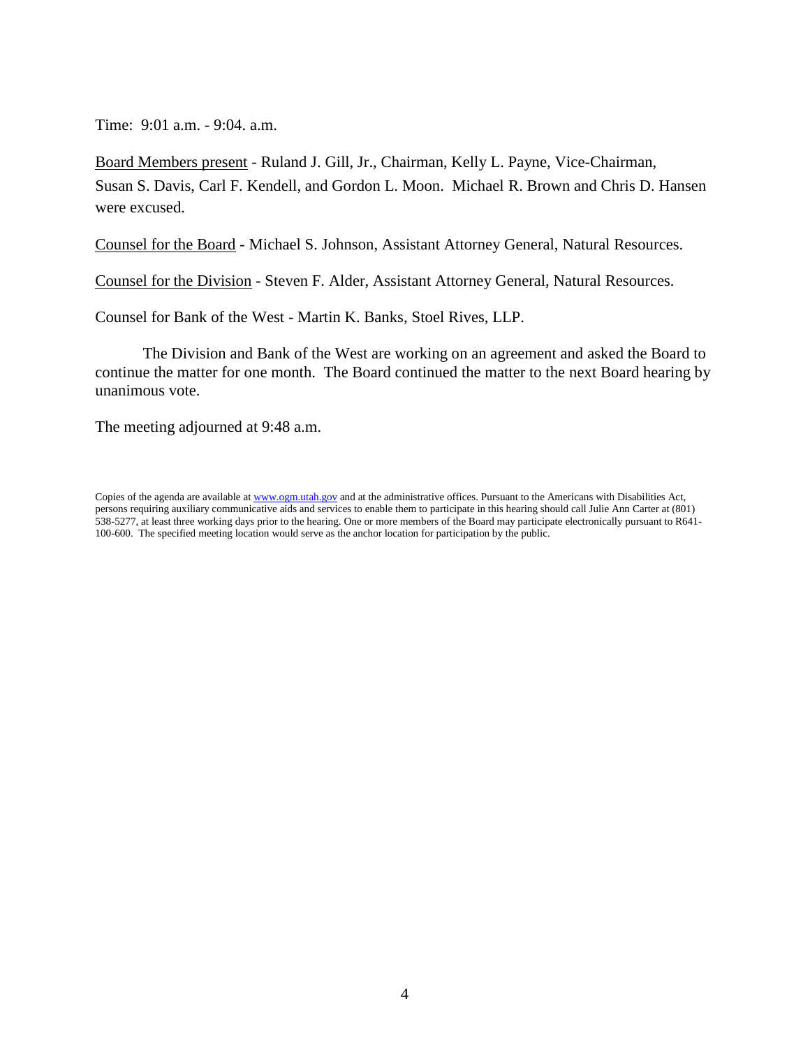Time: 9:01 a.m. - 9:04. a.m.

Board Members present - Ruland J. Gill, Jr., Chairman, Kelly L. Payne, Vice-Chairman, Susan S. Davis, Carl F. Kendell, and Gordon L. Moon. Michael R. Brown and Chris D. Hansen were excused.

Counsel for the Board - Michael S. Johnson, Assistant Attorney General, Natural Resources.

Counsel for the Division - Steven F. Alder, Assistant Attorney General, Natural Resources.

Counsel for Bank of the West - Martin K. Banks, Stoel Rives, LLP.

The Division and Bank of the West are working on an agreement and asked the Board to continue the matter for one month. The Board continued the matter to the next Board hearing by unanimous vote.

The meeting adjourned at 9:48 a.m.

Copies of the agenda are available at www.ogm.utah.gov and at the administrative offices. Pursuant to the Americans with Disabilities Act, persons requiring auxiliary communicative aids and services to enable them to participate in this hearing should call Julie Ann Carter at (801) 538-5277, at least three working days prior to the hearing. One or more members of the Board may participate electronically pursuant to R641-100-600. The specified meeting location would serve as the anchor location for participation by the public.